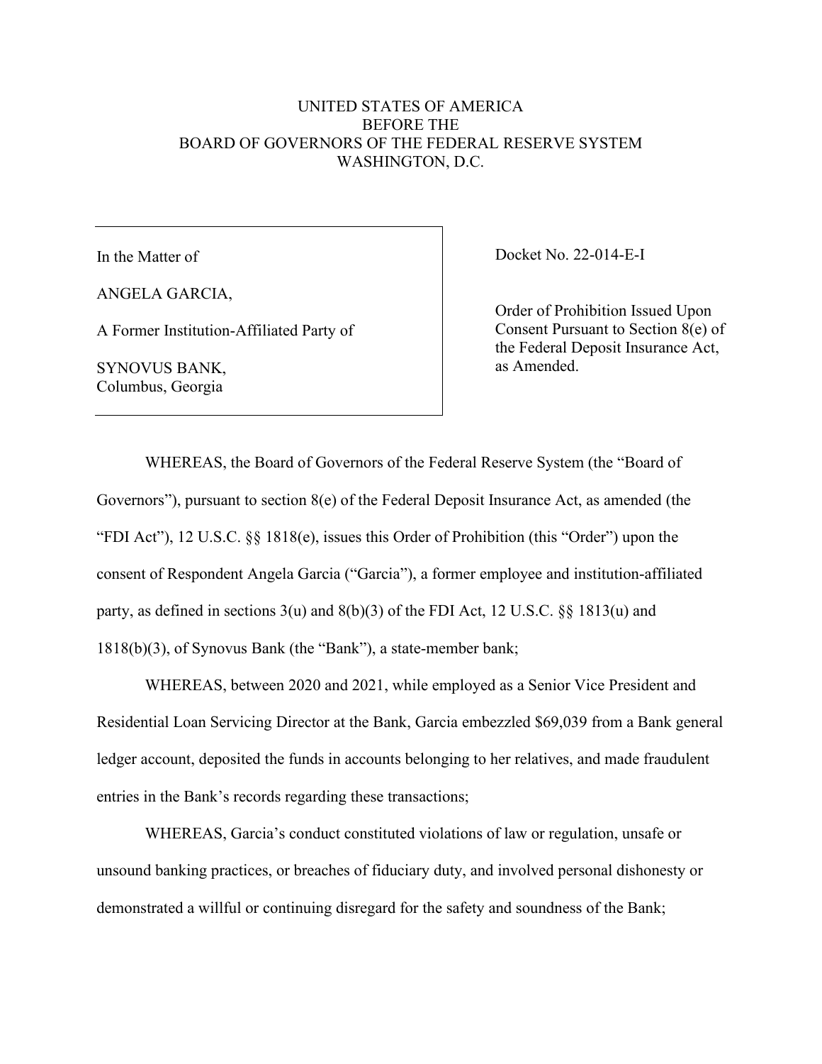UNITED STATES OF AMERICA
BEFORE THE
BOARD OF GOVERNORS OF THE FEDERAL RESERVE SYSTEM
WASHINGTON, D.C.

| In the Matter of<br><br>ANGELA GARCIA,<br><br>A Former Institution-Affiliated Party of<br><br>SYNOVUS BANK,<br>Columbus, Georgia | Docket No. 22-014-E-I<br><br>Order of Prohibition Issued Upon Consent Pursuant to Section 8(e) of the Federal Deposit Insurance Act, as Amended. |
|---|---|

WHEREAS, the Board of Governors of the Federal Reserve System (the "Board of Governors"), pursuant to section 8(e) of the Federal Deposit Insurance Act, as amended (the "FDI Act"), 12 U.S.C. §§ 1818(e), issues this Order of Prohibition (this "Order") upon the consent of Respondent Angela Garcia ("Garcia"), a former employee and institution-affiliated party, as defined in sections 3(u) and 8(b)(3) of the FDI Act, 12 U.S.C. §§ 1813(u) and 1818(b)(3), of Synovus Bank (the "Bank"), a state-member bank;

WHEREAS, between 2020 and 2021, while employed as a Senior Vice President and Residential Loan Servicing Director at the Bank, Garcia embezzled $69,039 from a Bank general ledger account, deposited the funds in accounts belonging to her relatives, and made fraudulent entries in the Bank's records regarding these transactions;

WHEREAS, Garcia's conduct constituted violations of law or regulation, unsafe or unsound banking practices, or breaches of fiduciary duty, and involved personal dishonesty or demonstrated a willful or continuing disregard for the safety and soundness of the Bank;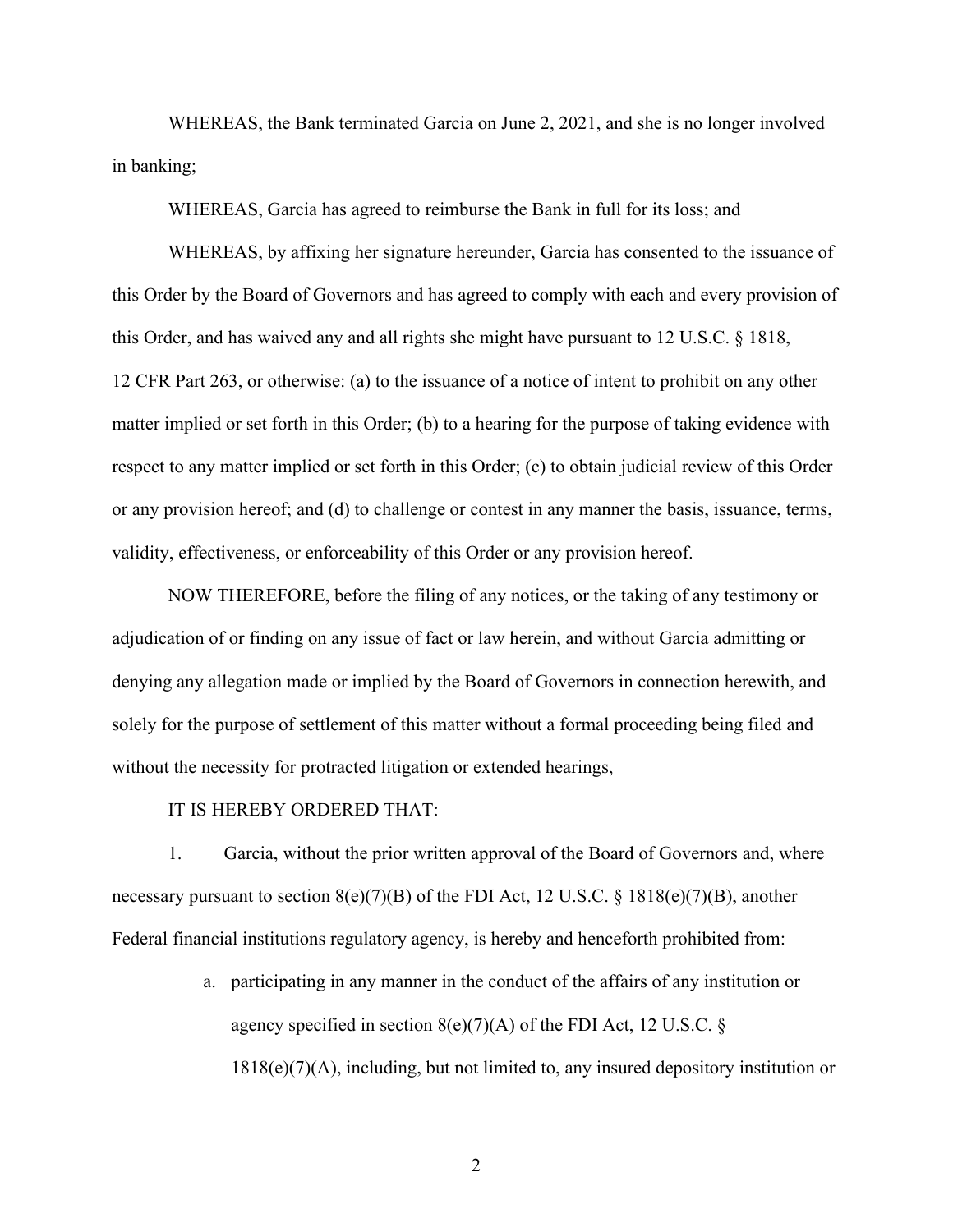WHEREAS, the Bank terminated Garcia on June 2, 2021, and she is no longer involved in banking;

WHEREAS, Garcia has agreed to reimburse the Bank in full for its loss; and

WHEREAS, by affixing her signature hereunder, Garcia has consented to the issuance of this Order by the Board of Governors and has agreed to comply with each and every provision of this Order, and has waived any and all rights she might have pursuant to 12 U.S.C. § 1818, 12 CFR Part 263, or otherwise: (a) to the issuance of a notice of intent to prohibit on any other matter implied or set forth in this Order; (b) to a hearing for the purpose of taking evidence with respect to any matter implied or set forth in this Order; (c) to obtain judicial review of this Order or any provision hereof; and (d) to challenge or contest in any manner the basis, issuance, terms, validity, effectiveness, or enforceability of this Order or any provision hereof.

NOW THEREFORE, before the filing of any notices, or the taking of any testimony or adjudication of or finding on any issue of fact or law herein, and without Garcia admitting or denying any allegation made or implied by the Board of Governors in connection herewith, and solely for the purpose of settlement of this matter without a formal proceeding being filed and without the necessity for protracted litigation or extended hearings,

IT IS HEREBY ORDERED THAT:

1. Garcia, without the prior written approval of the Board of Governors and, where necessary pursuant to section 8(e)(7)(B) of the FDI Act, 12 U.S.C. § 1818(e)(7)(B), another Federal financial institutions regulatory agency, is hereby and henceforth prohibited from:

   a. participating in any manner in the conduct of the affairs of any institution or agency specified in section 8(e)(7)(A) of the FDI Act, 12 U.S.C. § 1818(e)(7)(A), including, but not limited to, any insured depository institution or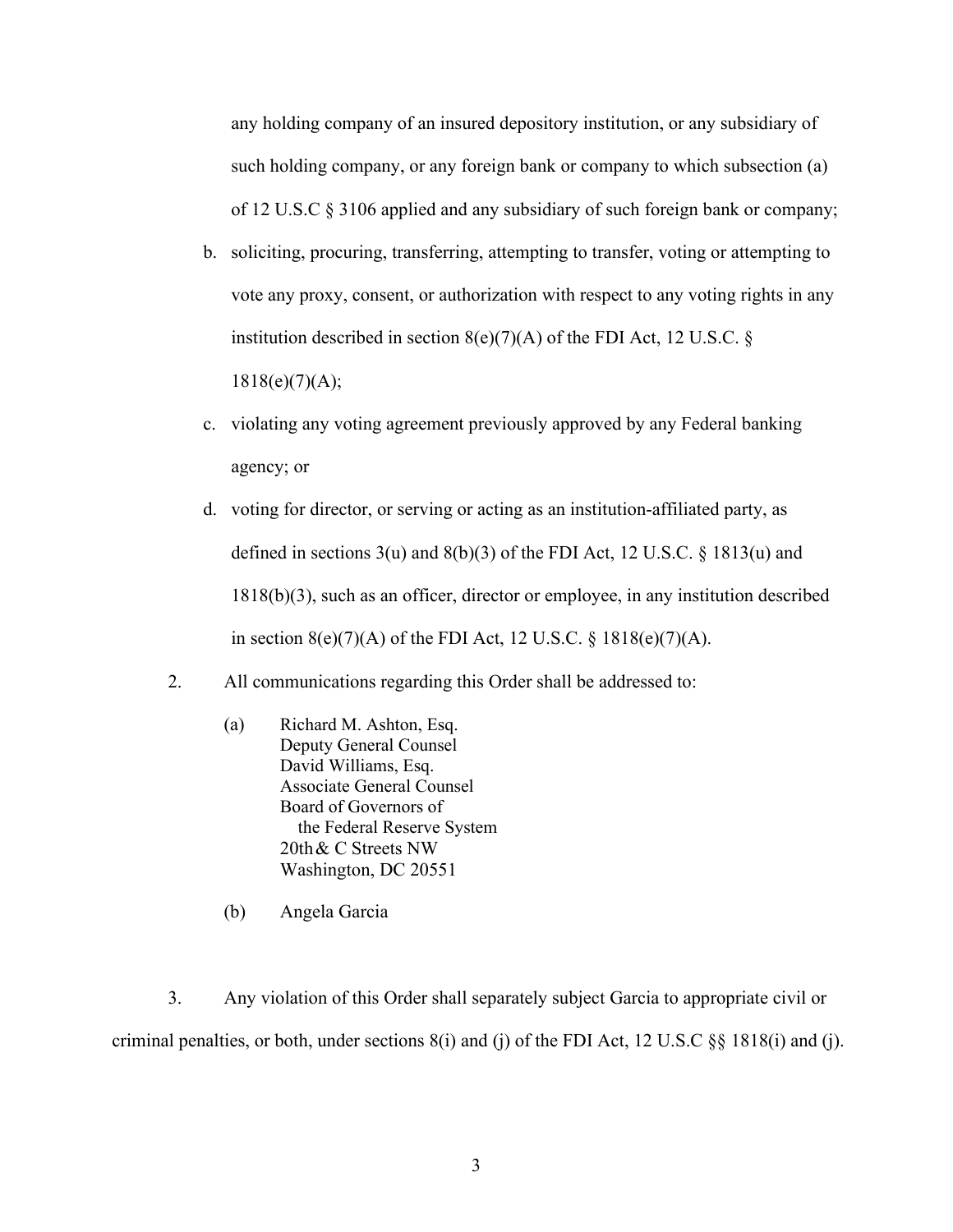any holding company of an insured depository institution, or any subsidiary of such holding company, or any foreign bank or company to which subsection (a) of 12 U.S.C § 3106 applied and any subsidiary of such foreign bank or company;

b. soliciting, procuring, transferring, attempting to transfer, voting or attempting to vote any proxy, consent, or authorization with respect to any voting rights in any institution described in section 8(e)(7)(A) of the FDI Act, 12 U.S.C. § 1818(e)(7)(A);

c. violating any voting agreement previously approved by any Federal banking agency; or

d. voting for director, or serving or acting as an institution-affiliated party, as defined in sections 3(u) and 8(b)(3) of the FDI Act, 12 U.S.C. § 1813(u) and 1818(b)(3), such as an officer, director or employee, in any institution described in section 8(e)(7)(A) of the FDI Act, 12 U.S.C. § 1818(e)(7)(A).

2. All communications regarding this Order shall be addressed to:

(a) Richard M. Ashton, Esq.
Deputy General Counsel
David Williams, Esq.
Associate General Counsel
Board of Governors of
the Federal Reserve System
20th & C Streets NW
Washington, DC 20551

(b) Angela Garcia

3. Any violation of this Order shall separately subject Garcia to appropriate civil or criminal penalties, or both, under sections 8(i) and (j) of the FDI Act, 12 U.S.C §§ 1818(i) and (j).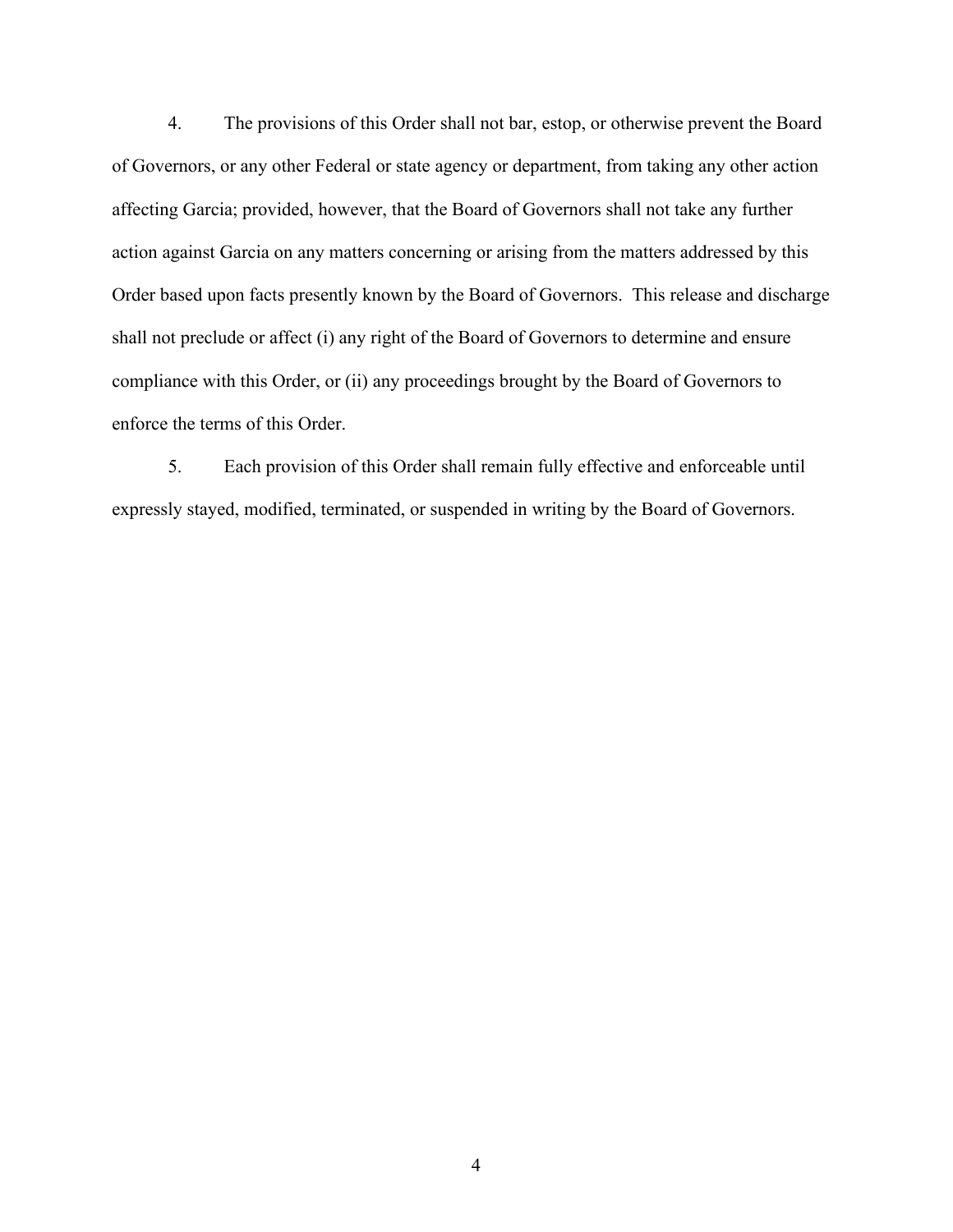4. The provisions of this Order shall not bar, estop, or otherwise prevent the Board of Governors, or any other Federal or state agency or department, from taking any other action affecting Garcia; provided, however, that the Board of Governors shall not take any further action against Garcia on any matters concerning or arising from the matters addressed by this Order based upon facts presently known by the Board of Governors. This release and discharge shall not preclude or affect (i) any right of the Board of Governors to determine and ensure compliance with this Order, or (ii) any proceedings brought by the Board of Governors to enforce the terms of this Order.

5. Each provision of this Order shall remain fully effective and enforceable until expressly stayed, modified, terminated, or suspended in writing by the Board of Governors.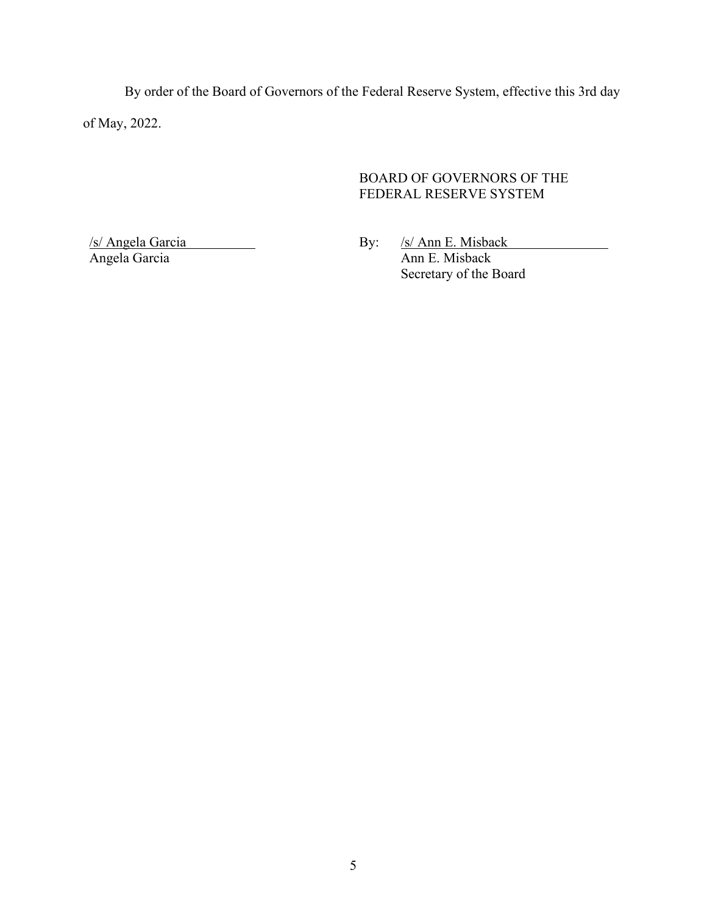By order of the Board of Governors of the Federal Reserve System, effective this 3rd day of May, 2022.

BOARD OF GOVERNORS OF THE FEDERAL RESERVE SYSTEM

/s/ Angela Garcia
Angela Garcia

By: /s/ Ann E. Misback
Ann E. Misback
Secretary of the Board